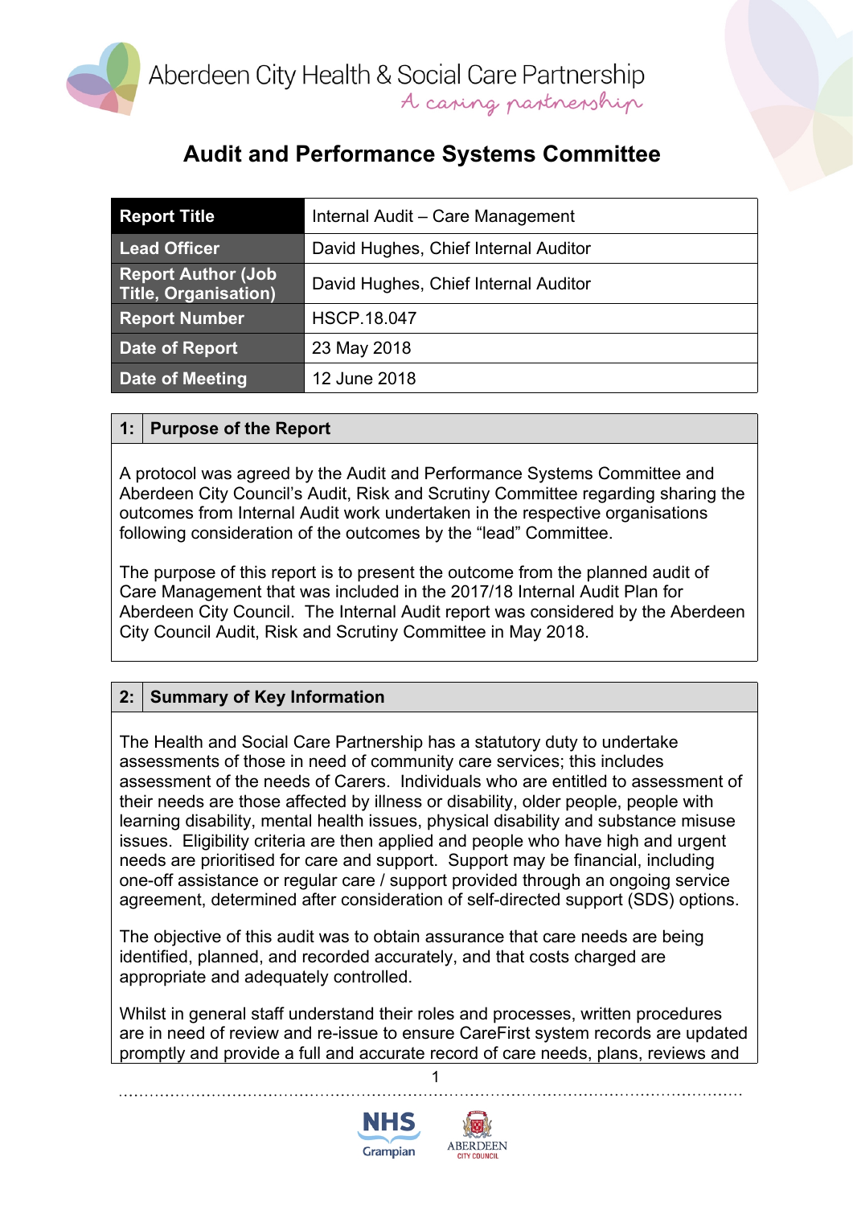Aberdeen City Health & Social Care Partnership
*A caring partnership*

# Audit and Performance Systems Committee

| Report Title | Internal Audit – Care Management |
|---|---|
| Lead Officer | David Hughes, Chief Internal Auditor |
| Report Author (Job Title, Organisation) | David Hughes, Chief Internal Auditor |
| Report Number | HSCP.18.047 |
| Date of Report | 23 May 2018 |
| Date of Meeting | 12 June 2018 |

## 1: Purpose of the Report

A protocol was agreed by the Audit and Performance Systems Committee and Aberdeen City Council's Audit, Risk and Scrutiny Committee regarding sharing the outcomes from Internal Audit work undertaken in the respective organisations following consideration of the outcomes by the "lead" Committee.

The purpose of this report is to present the outcome from the planned audit of Care Management that was included in the 2017/18 Internal Audit Plan for Aberdeen City Council. The Internal Audit report was considered by the Aberdeen City Council Audit, Risk and Scrutiny Committee in May 2018.

## 2: Summary of Key Information

The Health and Social Care Partnership has a statutory duty to undertake assessments of those in need of community care services; this includes assessment of the needs of Carers. Individuals who are entitled to assessment of their needs are those affected by illness or disability, older people, people with learning disability, mental health issues, physical disability and substance misuse issues. Eligibility criteria are then applied and people who have high and urgent needs are prioritised for care and support. Support may be financial, including one-off assistance or regular care / support provided through an ongoing service agreement, determined after consideration of self-directed support (SDS) options.

The objective of this audit was to obtain assurance that care needs are being identified, planned, and recorded accurately, and that costs charged are appropriate and adequately controlled.

Whilst in general staff understand their roles and processes, written procedures are in need of review and re-issue to ensure CareFirst system records are updated promptly and provide a full and accurate record of care needs, plans, reviews and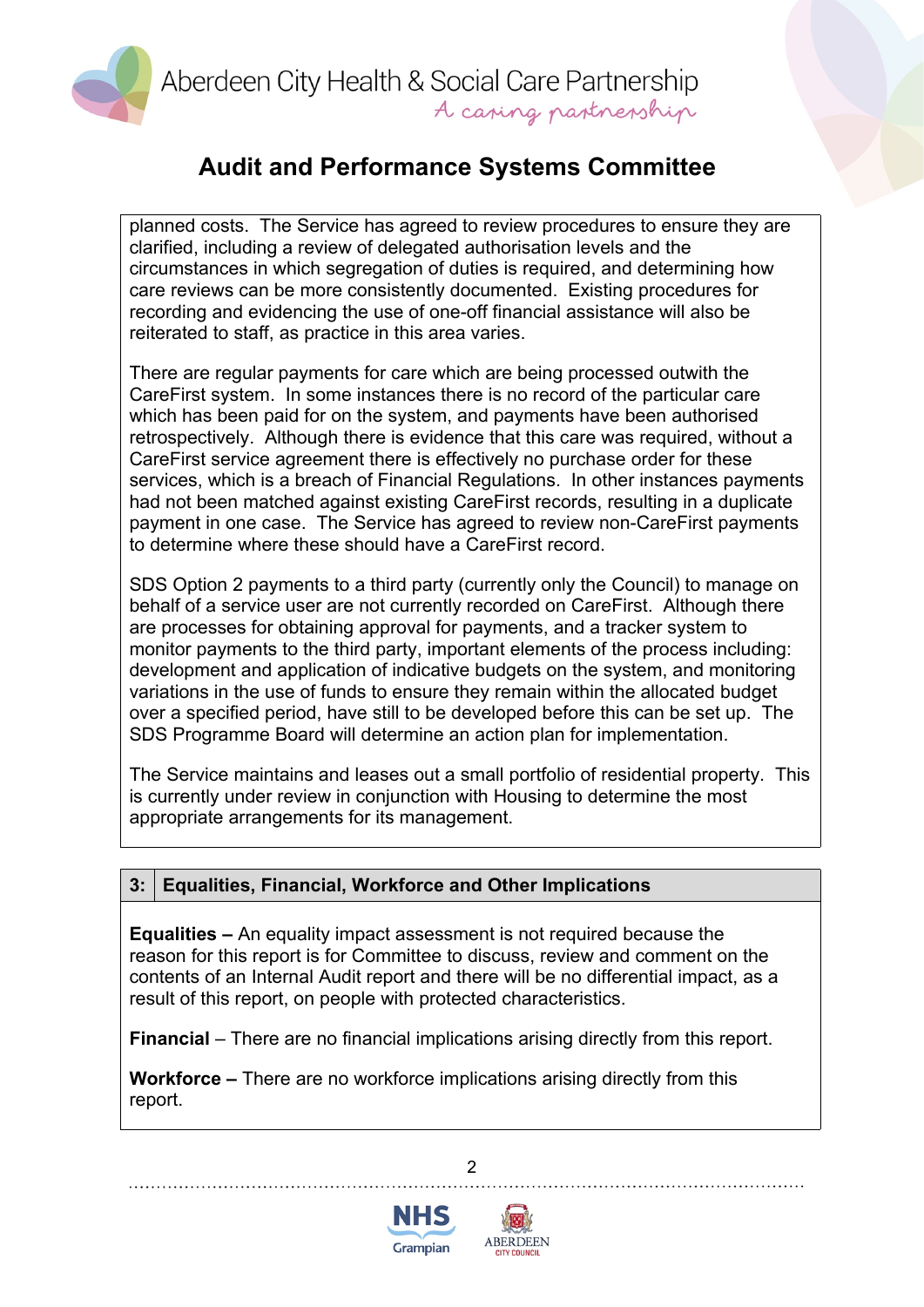planned costs. The Service has agreed to review procedures to ensure they are clarified, including a review of delegated authorisation levels and the circumstances in which segregation of duties is required, and determining how care reviews can be more consistently documented. Existing procedures for recording and evidencing the use of one-off financial assistance will also be reiterated to staff, as practice in this area varies.

There are regular payments for care which are being processed outwith the CareFirst system. In some instances there is no record of the particular care which has been paid for on the system, and payments have been authorised retrospectively. Although there is evidence that this care was required, without a CareFirst service agreement there is effectively no purchase order for these services, which is a breach of Financial Regulations. In other instances payments had not been matched against existing CareFirst records, resulting in a duplicate payment in one case. The Service has agreed to review non-CareFirst payments to determine where these should have a CareFirst record.

SDS Option 2 payments to a third party (currently only the Council) to manage on behalf of a service user are not currently recorded on CareFirst. Although there are processes for obtaining approval for payments, and a tracker system to monitor payments to the third party, important elements of the process including: development and application of indicative budgets on the system, and monitoring variations in the use of funds to ensure they remain within the allocated budget over a specified period, have still to be developed before this can be set up. The SDS Programme Board will determine an action plan for implementation.

The Service maintains and leases out a small portfolio of residential property. This is currently under review in conjunction with Housing to determine the most appropriate arrangements for its management.

## 3: Equalities, Financial, Workforce and Other Implications

**Equalities –** An equality impact assessment is not required because the reason for this report is for Committee to discuss, review and comment on the contents of an Internal Audit report and there will be no differential impact, as a result of this report, on people with protected characteristics.

**Financial** – There are no financial implications arising directly from this report.

**Workforce –** There are no workforce implications arising directly from this report.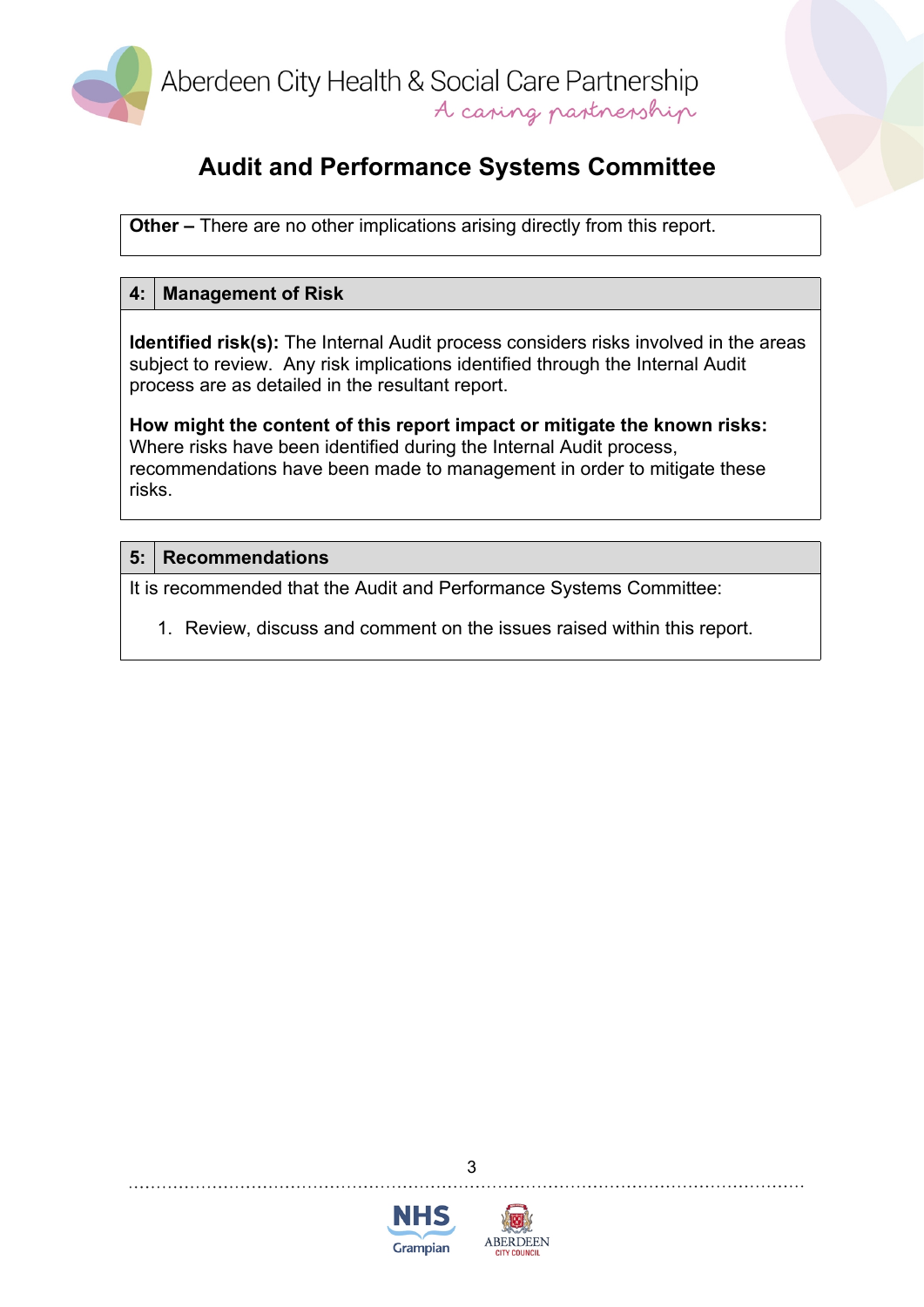**Other –** There are no other implications arising directly from this report.

## 4: Management of Risk

**Identified risk(s):** The Internal Audit process considers risks involved in the areas subject to review. Any risk implications identified through the Internal Audit process are as detailed in the resultant report.

**How might the content of this report impact or mitigate the known risks:** Where risks have been identified during the Internal Audit process, recommendations have been made to management in order to mitigate these risks.

## 5: Recommendations

It is recommended that the Audit and Performance Systems Committee:

1. Review, discuss and comment on the issues raised within this report.